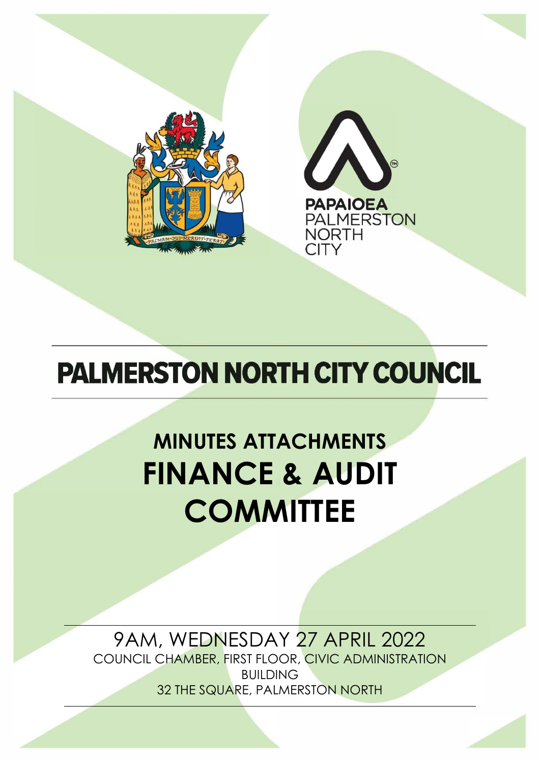PAPAIOEA PALMERSTON NORTH CITY

# PALMERSTON NORTH CITY COUNCIL

## MINUTES ATTACHMENTS

# FINANCE & AUDIT COMMITTEE

9AM, WEDNESDAY 27 APRIL 2022

COUNCIL CHAMBER, FIRST FLOOR, CIVIC ADMINISTRATION BUILDING

32 THE SQUARE, PALMERSTON NORTH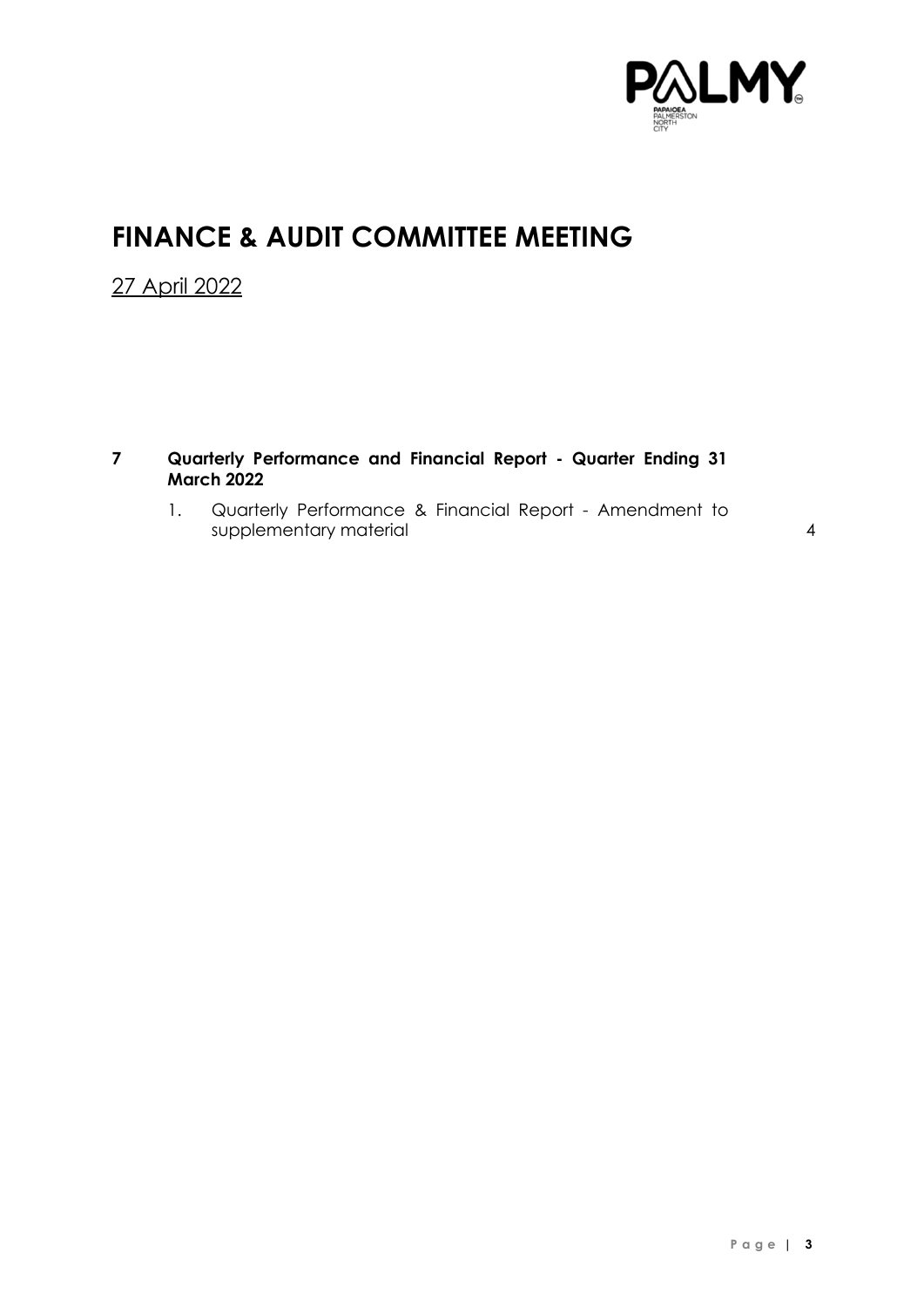# FINANCE & AUDIT COMMITTEE MEETING

27 April 2022

**7 Quarterly Performance and Financial Report - Quarter Ending 31 March 2022**

1. Quarterly Performance & Financial Report - Amendment to supplementary material 4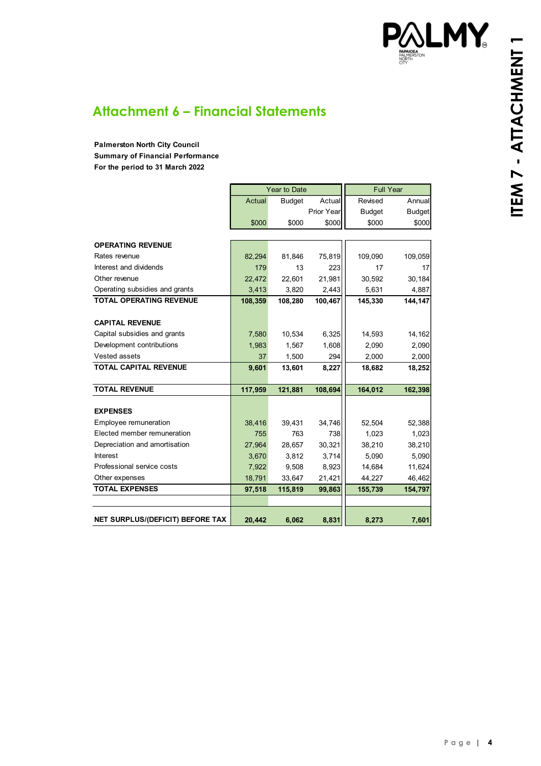# Attachment 6 – Financial Statements

**Palmerston North City Council**
**Summary of Financial Performance**
**For the period to 31 March 2022**

| | Year to Date | | | Full Year | |
|---|---|---|---|---|---|
| | Actual | Budget | Actual Prior Year | Revised Budget | Annual Budget |
| | $000 | $000 | $000 | $000 | $000 |
| **OPERATING REVENUE** | | | | | |
| Rates revenue | 82,294 | 81,846 | 75,819 | 109,090 | 109,059 |
| Interest and dividends | 179 | 13 | 223 | 17 | 17 |
| Other revenue | 22,472 | 22,601 | 21,981 | 30,592 | 30,184 |
| Operating subsidies and grants | 3,413 | 3,820 | 2,443 | 5,631 | 4,887 |
| **TOTAL OPERATING REVENUE** | **108,359** | **108,280** | **100,467** | **145,330** | **144,147** |
| **CAPITAL REVENUE** | | | | | |
| Capital subsidies and grants | 7,580 | 10,534 | 6,325 | 14,593 | 14,162 |
| Development contributions | 1,983 | 1,567 | 1,608 | 2,090 | 2,090 |
| Vested assets | 37 | 1,500 | 294 | 2,000 | 2,000 |
| **TOTAL CAPITAL REVENUE** | **9,601** | **13,601** | **8,227** | **18,682** | **18,252** |
| **TOTAL REVENUE** | **117,959** | **121,881** | **108,694** | **164,012** | **162,398** |
| **EXPENSES** | | | | | |
| Employee remuneration | 38,416 | 39,431 | 34,746 | 52,504 | 52,388 |
| Elected member remuneration | 755 | 763 | 738 | 1,023 | 1,023 |
| Depreciation and amortisation | 27,964 | 28,657 | 30,321 | 38,210 | 38,210 |
| Interest | 3,670 | 3,812 | 3,714 | 5,090 | 5,090 |
| Professional service costs | 7,922 | 9,508 | 8,923 | 14,684 | 11,624 |
| Other expenses | 18,791 | 33,647 | 21,421 | 44,227 | 46,462 |
| **TOTAL EXPENSES** | **97,518** | **115,819** | **99,863** | **155,739** | **154,797** |
| **NET SURPLUS/(DEFICIT) BEFORE TAX** | **20,442** | **6,062** | **8,831** | **8,273** | **7,601** |